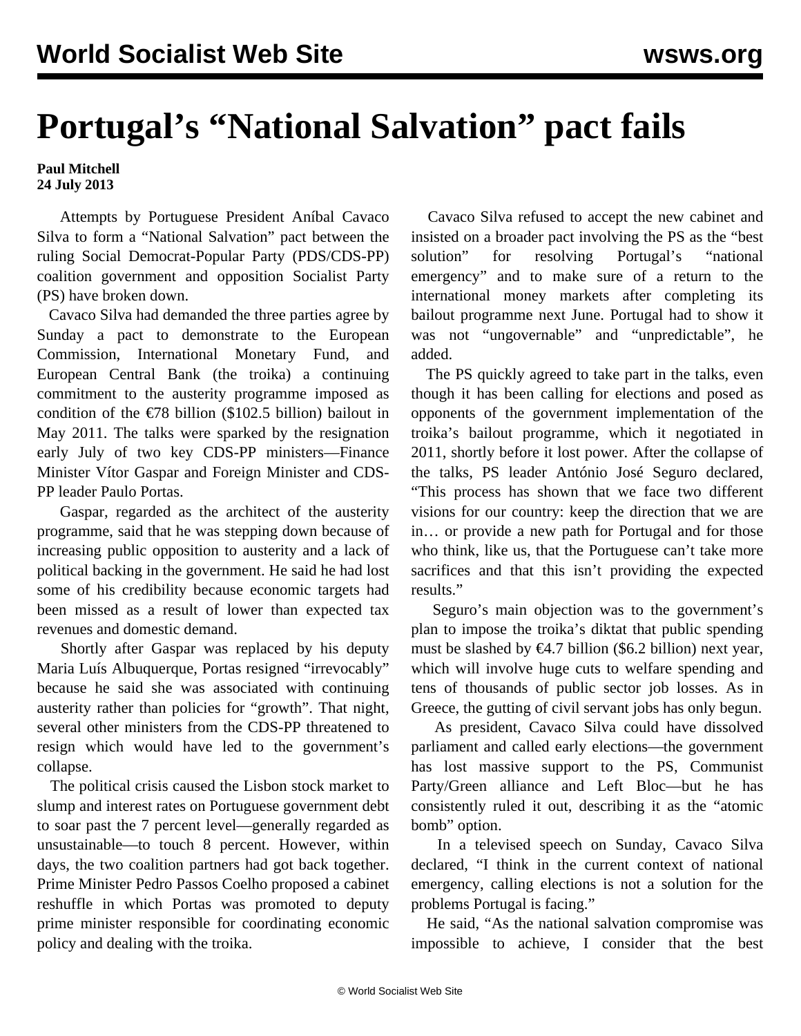# Portugal's "National Salvation" pact fails

**Paul Mitchell**
**24 July 2013**

Attempts by Portuguese President Aníbal Cavaco Silva to form a "National Salvation" pact between the ruling Social Democrat-Popular Party (PDS/CDS-PP) coalition government and opposition Socialist Party (PS) have broken down.

Cavaco Silva had demanded the three parties agree by Sunday a pact to demonstrate to the European Commission, International Monetary Fund, and European Central Bank (the troika) a continuing commitment to the austerity programme imposed as condition of the €78 billion ($102.5 billion) bailout in May 2011. The talks were sparked by the resignation early July of two key CDS-PP ministers—Finance Minister Vítor Gaspar and Foreign Minister and CDS-PP leader Paulo Portas.

Gaspar, regarded as the architect of the austerity programme, said that he was stepping down because of increasing public opposition to austerity and a lack of political backing in the government. He said he had lost some of his credibility because economic targets had been missed as a result of lower than expected tax revenues and domestic demand.

Shortly after Gaspar was replaced by his deputy Maria Luís Albuquerque, Portas resigned "irrevocably" because he said she was associated with continuing austerity rather than policies for "growth". That night, several other ministers from the CDS-PP threatened to resign which would have led to the government's collapse.

The political crisis caused the Lisbon stock market to slump and interest rates on Portuguese government debt to soar past the 7 percent level—generally regarded as unsustainable—to touch 8 percent. However, within days, the two coalition partners had got back together. Prime Minister Pedro Passos Coelho proposed a cabinet reshuffle in which Portas was promoted to deputy prime minister responsible for coordinating economic policy and dealing with the troika.

Cavaco Silva refused to accept the new cabinet and insisted on a broader pact involving the PS as the "best solution" for resolving Portugal's "national emergency" and to make sure of a return to the international money markets after completing its bailout programme next June. Portugal had to show it was not "ungovernable" and "unpredictable", he added.

The PS quickly agreed to take part in the talks, even though it has been calling for elections and posed as opponents of the government implementation of the troika's bailout programme, which it negotiated in 2011, shortly before it lost power. After the collapse of the talks, PS leader António José Seguro declared, "This process has shown that we face two different visions for our country: keep the direction that we are in… or provide a new path for Portugal and for those who think, like us, that the Portuguese can't take more sacrifices and that this isn't providing the expected results."

Seguro's main objection was to the government's plan to impose the troika's diktat that public spending must be slashed by €4.7 billion ($6.2 billion) next year, which will involve huge cuts to welfare spending and tens of thousands of public sector job losses. As in Greece, the gutting of civil servant jobs has only begun.

As president, Cavaco Silva could have dissolved parliament and called early elections—the government has lost massive support to the PS, Communist Party/Green alliance and Left Bloc—but he has consistently ruled it out, describing it as the "atomic bomb" option.

In a televised speech on Sunday, Cavaco Silva declared, "I think in the current context of national emergency, calling elections is not a solution for the problems Portugal is facing."

He said, "As the national salvation compromise was impossible to achieve, I consider that the best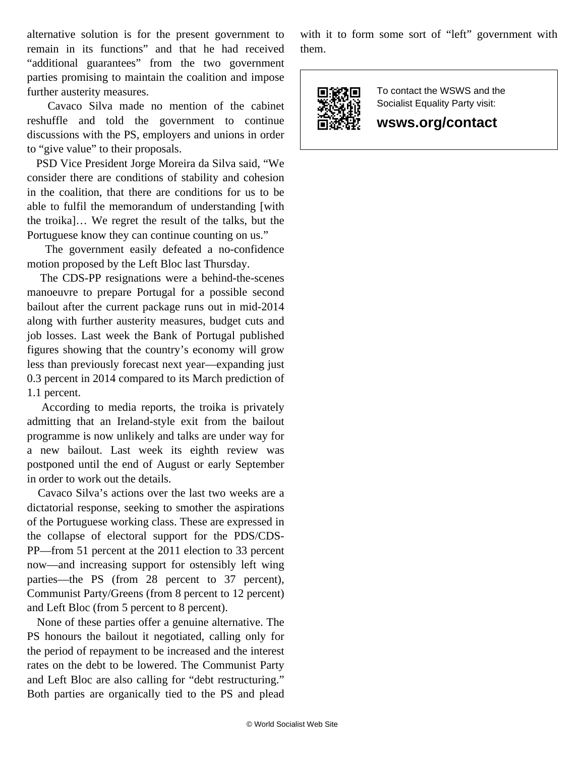alternative solution is for the present government to remain in its functions" and that he had received "additional guarantees" from the two government parties promising to maintain the coalition and impose further austerity measures.

Cavaco Silva made no mention of the cabinet reshuffle and told the government to continue discussions with the PS, employers and unions in order to "give value" to their proposals.

PSD Vice President Jorge Moreira da Silva said, "We consider there are conditions of stability and cohesion in the coalition, that there are conditions for us to be able to fulfil the memorandum of understanding [with the troika]… We regret the result of the talks, but the Portuguese know they can continue counting on us."

The government easily defeated a no-confidence motion proposed by the Left Bloc last Thursday.

The CDS-PP resignations were a behind-the-scenes manoeuvre to prepare Portugal for a possible second bailout after the current package runs out in mid-2014 along with further austerity measures, budget cuts and job losses. Last week the Bank of Portugal published figures showing that the country's economy will grow less than previously forecast next year—expanding just 0.3 percent in 2014 compared to its March prediction of 1.1 percent.

According to media reports, the troika is privately admitting that an Ireland-style exit from the bailout programme is now unlikely and talks are under way for a new bailout. Last week its eighth review was postponed until the end of August or early September in order to work out the details.

Cavaco Silva's actions over the last two weeks are a dictatorial response, seeking to smother the aspirations of the Portuguese working class. These are expressed in the collapse of electoral support for the PDS/CDS-PP—from 51 percent at the 2011 election to 33 percent now—and increasing support for ostensibly left wing parties—the PS (from 28 percent to 37 percent), Communist Party/Greens (from 8 percent to 12 percent) and Left Bloc (from 5 percent to 8 percent).

None of these parties offer a genuine alternative. The PS honours the bailout it negotiated, calling only for the period of repayment to be increased and the interest rates on the debt to be lowered. The Communist Party and Left Bloc are also calling for "debt restructuring." Both parties are organically tied to the PS and plead with it to form some sort of "left" government with them.

To contact the WSWS and the Socialist Equality Party visit:

**wsws.org/contact**